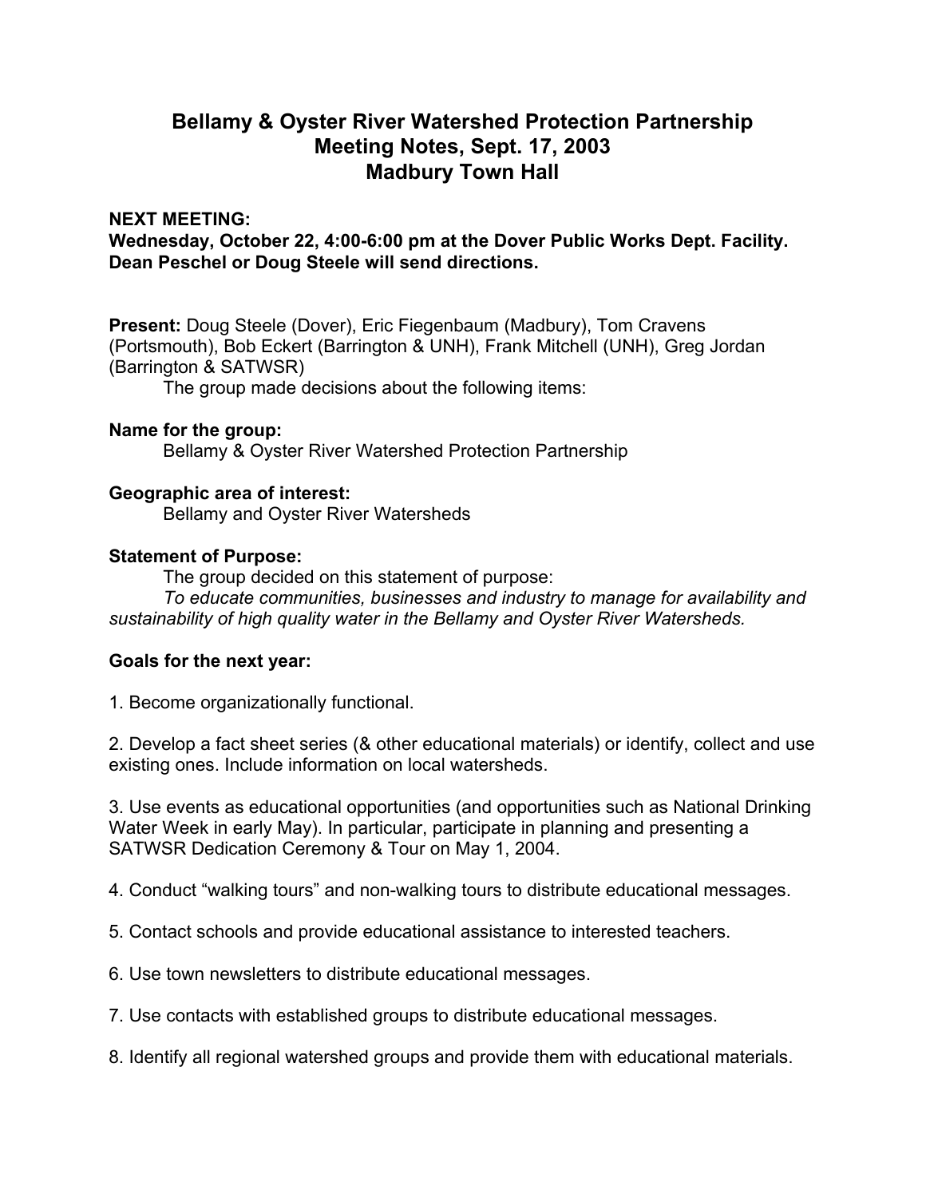# Bellamy & Oyster River Watershed Protection Partnership
# Meeting Notes, Sept. 17, 2003
# Madbury Town Hall

**NEXT MEETING:**
**Wednesday, October 22, 4:00-6:00 pm at the Dover Public Works Dept. Facility. Dean Peschel or Doug Steele will send directions.**

**Present:** Doug Steele (Dover), Eric Fiegenbaum (Madbury), Tom Cravens (Portsmouth), Bob Eckert (Barrington & UNH), Frank Mitchell (UNH), Greg Jordan (Barrington & SATWSR)

The group made decisions about the following items:

**Name for the group:**

Bellamy & Oyster River Watershed Protection Partnership

**Geographic area of interest:**

Bellamy and Oyster River Watersheds

**Statement of Purpose:**

The group decided on this statement of purpose:

*To educate communities, businesses and industry to manage for availability and sustainability of high quality water in the Bellamy and Oyster River Watersheds.*

**Goals for the next year:**

1. Become organizationally functional.

2. Develop a fact sheet series (& other educational materials) or identify, collect and use existing ones. Include information on local watersheds.

3. Use events as educational opportunities (and opportunities such as National Drinking Water Week in early May). In particular, participate in planning and presenting a SATWSR Dedication Ceremony & Tour on May 1, 2004.

4. Conduct "walking tours" and non-walking tours to distribute educational messages.

5. Contact schools and provide educational assistance to interested teachers.

6. Use town newsletters to distribute educational messages.

7. Use contacts with established groups to distribute educational messages.

8. Identify all regional watershed groups and provide them with educational materials.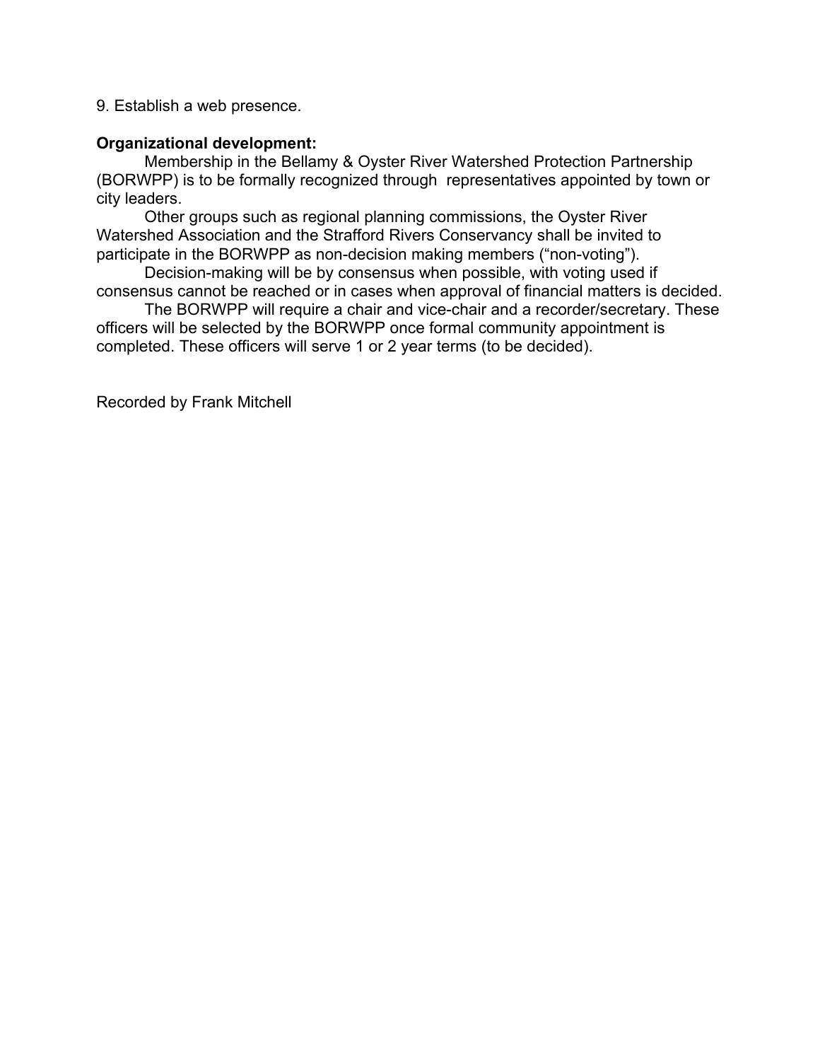9. Establish a web presence.

**Organizational development:**

Membership in the Bellamy & Oyster River Watershed Protection Partnership (BORWPP) is to be formally recognized through representatives appointed by town or city leaders.

Other groups such as regional planning commissions, the Oyster River Watershed Association and the Strafford Rivers Conservancy shall be invited to participate in the BORWPP as non-decision making members ("non-voting").

Decision-making will be by consensus when possible, with voting used if consensus cannot be reached or in cases when approval of financial matters is decided.

The BORWPP will require a chair and vice-chair and a recorder/secretary. These officers will be selected by the BORWPP once formal community appointment is completed. These officers will serve 1 or 2 year terms (to be decided).

Recorded by Frank Mitchell